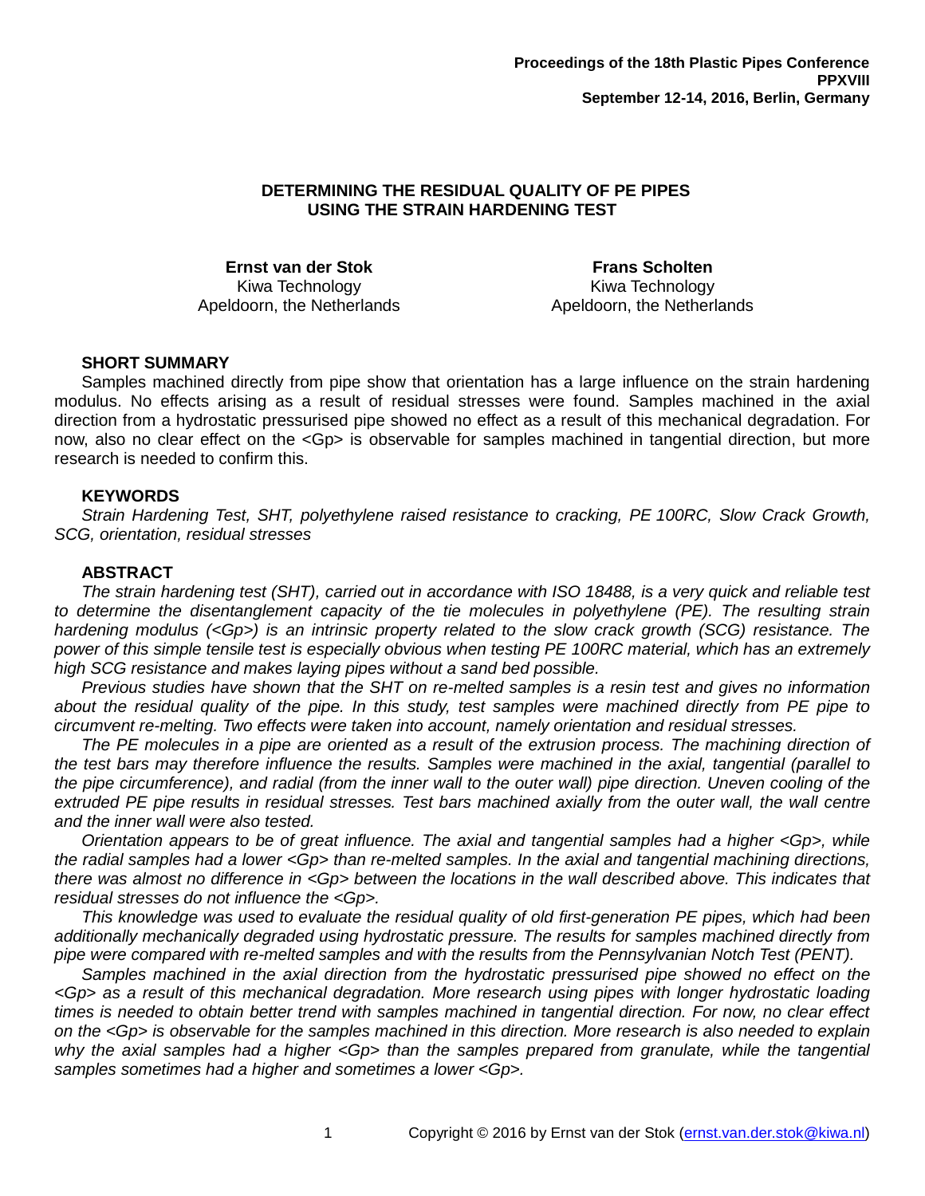# DETERMINING THE RESIDUAL QUALITY OF PE PIPES USING THE STRAIN HARDENING TEST

**Ernst van der Stok**
Kiwa Technology
Apeldoorn, the Netherlands

**Frans Scholten**
Kiwa Technology
Apeldoorn, the Netherlands

## SHORT SUMMARY

Samples machined directly from pipe show that orientation has a large influence on the strain hardening modulus. No effects arising as a result of residual stresses were found. Samples machined in the axial direction from a hydrostatic pressurised pipe showed no effect as a result of this mechanical degradation. For now, also no clear effect on the <Gp> is observable for samples machined in tangential direction, but more research is needed to confirm this.

## KEYWORDS

*Strain Hardening Test, SHT, polyethylene raised resistance to cracking, PE 100RC, Slow Crack Growth, SCG, orientation, residual stresses*

## ABSTRACT

*The strain hardening test (SHT), carried out in accordance with ISO 18488, is a very quick and reliable test to determine the disentanglement capacity of the tie molecules in polyethylene (PE). The resulting strain hardening modulus (<Gp>) is an intrinsic property related to the slow crack growth (SCG) resistance. The power of this simple tensile test is especially obvious when testing PE 100RC material, which has an extremely high SCG resistance and makes laying pipes without a sand bed possible.*

*Previous studies have shown that the SHT on re-melted samples is a resin test and gives no information about the residual quality of the pipe. In this study, test samples were machined directly from PE pipe to circumvent re-melting. Two effects were taken into account, namely orientation and residual stresses.*

*The PE molecules in a pipe are oriented as a result of the extrusion process. The machining direction of the test bars may therefore influence the results. Samples were machined in the axial, tangential (parallel to the pipe circumference), and radial (from the inner wall to the outer wall) pipe direction. Uneven cooling of the extruded PE pipe results in residual stresses. Test bars machined axially from the outer wall, the wall centre and the inner wall were also tested.*

*Orientation appears to be of great influence. The axial and tangential samples had a higher <Gp>, while the radial samples had a lower <Gp> than re-melted samples. In the axial and tangential machining directions, there was almost no difference in <Gp> between the locations in the wall described above. This indicates that residual stresses do not influence the <Gp>.*

*This knowledge was used to evaluate the residual quality of old first-generation PE pipes, which had been additionally mechanically degraded using hydrostatic pressure. The results for samples machined directly from pipe were compared with re-melted samples and with the results from the Pennsylvanian Notch Test (PENT).*

*Samples machined in the axial direction from the hydrostatic pressurised pipe showed no effect on the <Gp> as a result of this mechanical degradation. More research using pipes with longer hydrostatic loading times is needed to obtain better trend with samples machined in tangential direction. For now, no clear effect on the <Gp> is observable for the samples machined in this direction. More research is also needed to explain why the axial samples had a higher <Gp> than the samples prepared from granulate, while the tangential samples sometimes had a higher and sometimes a lower <Gp>.*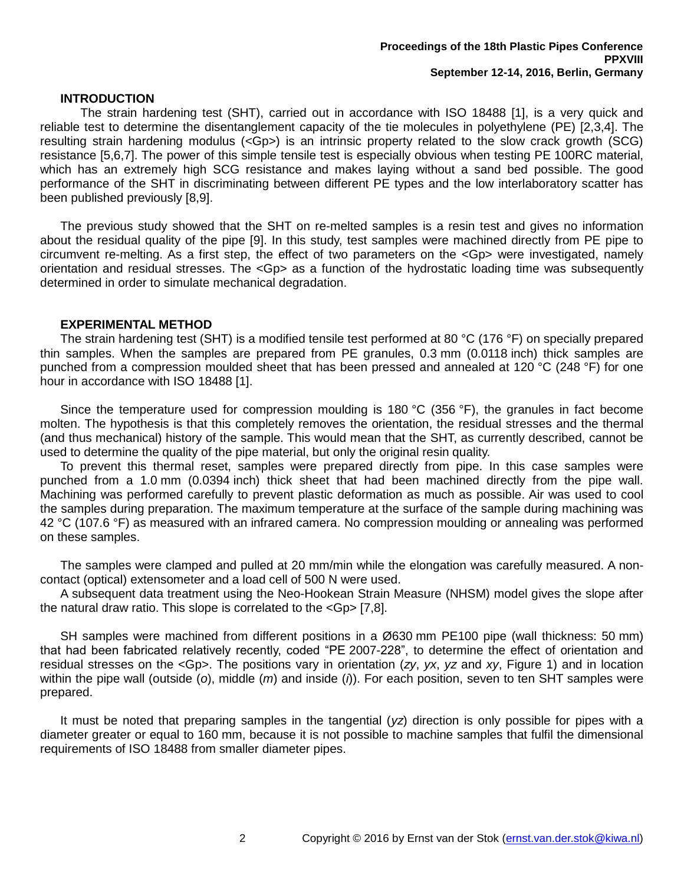## INTRODUCTION

The strain hardening test (SHT), carried out in accordance with ISO 18488 [1], is a very quick and reliable test to determine the disentanglement capacity of the tie molecules in polyethylene (PE) [2,3,4]. The resulting strain hardening modulus (<Gp>) is an intrinsic property related to the slow crack growth (SCG) resistance [5,6,7]. The power of this simple tensile test is especially obvious when testing PE 100RC material, which has an extremely high SCG resistance and makes laying without a sand bed possible. The good performance of the SHT in discriminating between different PE types and the low interlaboratory scatter has been published previously [8,9].

The previous study showed that the SHT on re-melted samples is a resin test and gives no information about the residual quality of the pipe [9]. In this study, test samples were machined directly from PE pipe to circumvent re-melting. As a first step, the effect of two parameters on the <Gp> were investigated, namely orientation and residual stresses. The <Gp> as a function of the hydrostatic loading time was subsequently determined in order to simulate mechanical degradation.

## EXPERIMENTAL METHOD

The strain hardening test (SHT) is a modified tensile test performed at 80 °C (176 °F) on specially prepared thin samples. When the samples are prepared from PE granules, 0.3 mm (0.0118 inch) thick samples are punched from a compression moulded sheet that has been pressed and annealed at 120 °C (248 °F) for one hour in accordance with ISO 18488 [1].

Since the temperature used for compression moulding is 180 °C (356 °F), the granules in fact become molten. The hypothesis is that this completely removes the orientation, the residual stresses and the thermal (and thus mechanical) history of the sample. This would mean that the SHT, as currently described, cannot be used to determine the quality of the pipe material, but only the original resin quality.

To prevent this thermal reset, samples were prepared directly from pipe. In this case samples were punched from a 1.0 mm (0.0394 inch) thick sheet that had been machined directly from the pipe wall. Machining was performed carefully to prevent plastic deformation as much as possible. Air was used to cool the samples during preparation. The maximum temperature at the surface of the sample during machining was 42 °C (107.6 °F) as measured with an infrared camera. No compression moulding or annealing was performed on these samples.

The samples were clamped and pulled at 20 mm/min while the elongation was carefully measured. A non-contact (optical) extensometer and a load cell of 500 N were used.

A subsequent data treatment using the Neo-Hookean Strain Measure (NHSM) model gives the slope after the natural draw ratio. This slope is correlated to the <Gp> [7,8].

SH samples were machined from different positions in a Ø630 mm PE100 pipe (wall thickness: 50 mm) that had been fabricated relatively recently, coded "PE 2007-228", to determine the effect of orientation and residual stresses on the <Gp>. The positions vary in orientation (*zy*, *yx*, *yz* and *xy*, Figure 1) and in location within the pipe wall (outside (*o*), middle (*m*) and inside (*i*)). For each position, seven to ten SHT samples were prepared.

It must be noted that preparing samples in the tangential (*yz*) direction is only possible for pipes with a diameter greater or equal to 160 mm, because it is not possible to machine samples that fulfil the dimensional requirements of ISO 18488 from smaller diameter pipes.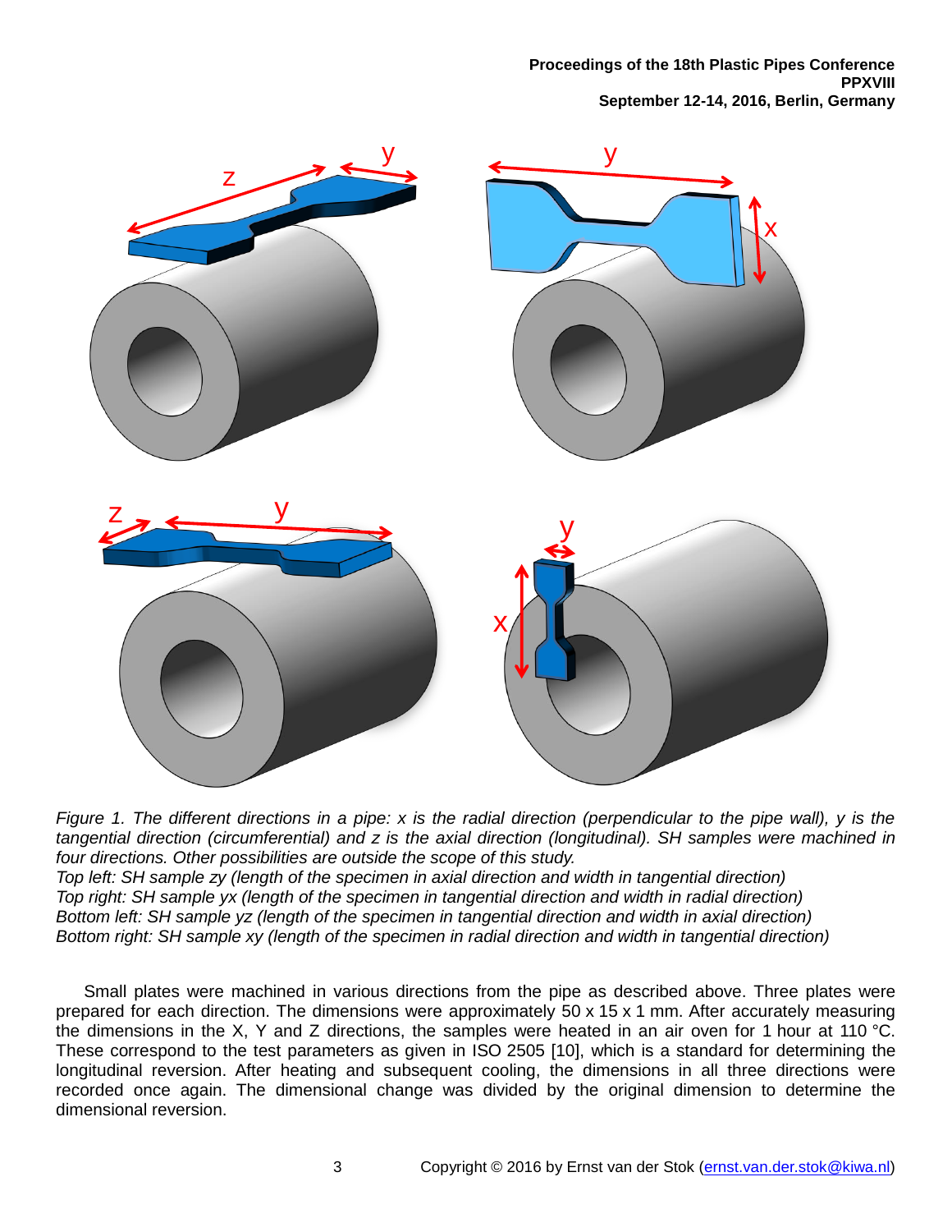*Figure 1. The different directions in a pipe: x is the radial direction (perpendicular to the pipe wall), y is the tangential direction (circumferential) and z is the axial direction (longitudinal). SH samples were machined in four directions. Other possibilities are outside the scope of this study.*
*Top left: SH sample zy (length of the specimen in axial direction and width in tangential direction)*
*Top right: SH sample yx (length of the specimen in tangential direction and width in radial direction)*
*Bottom left: SH sample yz (length of the specimen in tangential direction and width in axial direction)*
*Bottom right: SH sample xy (length of the specimen in radial direction and width in tangential direction)*

Small plates were machined in various directions from the pipe as described above. Three plates were prepared for each direction. The dimensions were approximately 50 x 15 x 1 mm. After accurately measuring the dimensions in the X, Y and Z directions, the samples were heated in an air oven for 1 hour at 110 °C. These correspond to the test parameters as given in ISO 2505 [10], which is a standard for determining the longitudinal reversion. After heating and subsequent cooling, the dimensions in all three directions were recorded once again. The dimensional change was divided by the original dimension to determine the dimensional reversion.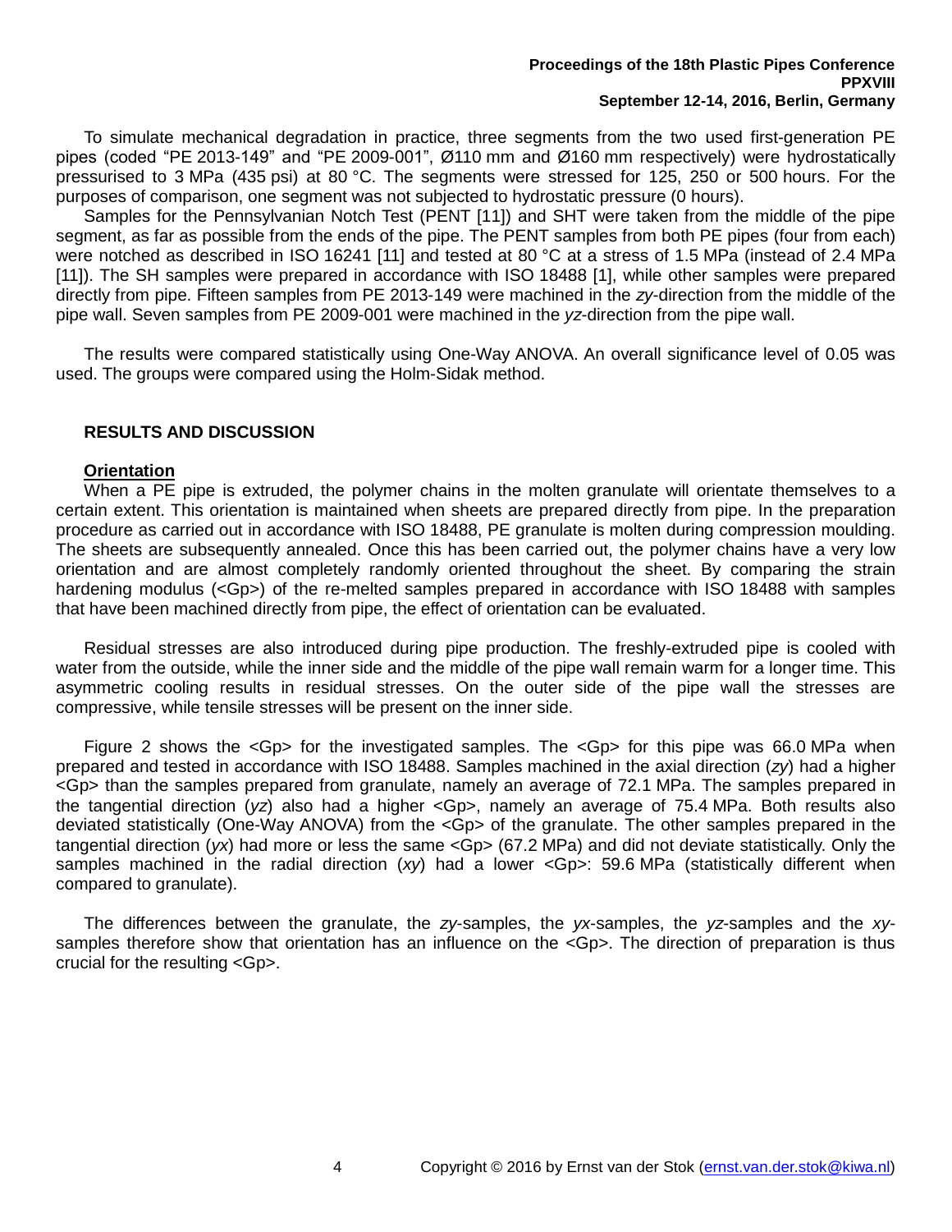To simulate mechanical degradation in practice, three segments from the two used first-generation PE pipes (coded "PE 2013-149" and "PE 2009-001", Ø110 mm and Ø160 mm respectively) were hydrostatically pressurised to 3 MPa (435 psi) at 80 °C. The segments were stressed for 125, 250 or 500 hours. For the purposes of comparison, one segment was not subjected to hydrostatic pressure (0 hours).

Samples for the Pennsylvanian Notch Test (PENT [11]) and SHT were taken from the middle of the pipe segment, as far as possible from the ends of the pipe. The PENT samples from both PE pipes (four from each) were notched as described in ISO 16241 [11] and tested at 80 °C at a stress of 1.5 MPa (instead of 2.4 MPa [11]). The SH samples were prepared in accordance with ISO 18488 [1], while other samples were prepared directly from pipe. Fifteen samples from PE 2013-149 were machined in the *zy*-direction from the middle of the pipe wall. Seven samples from PE 2009-001 were machined in the *yz*-direction from the pipe wall.

The results were compared statistically using One-Way ANOVA. An overall significance level of 0.05 was used. The groups were compared using the Holm-Sidak method.

## RESULTS AND DISCUSSION

### Orientation

When a PE pipe is extruded, the polymer chains in the molten granulate will orientate themselves to a certain extent. This orientation is maintained when sheets are prepared directly from pipe. In the preparation procedure as carried out in accordance with ISO 18488, PE granulate is molten during compression moulding. The sheets are subsequently annealed. Once this has been carried out, the polymer chains have a very low orientation and are almost completely randomly oriented throughout the sheet. By comparing the strain hardening modulus (<Gp>) of the re-melted samples prepared in accordance with ISO 18488 with samples that have been machined directly from pipe, the effect of orientation can be evaluated.

Residual stresses are also introduced during pipe production. The freshly-extruded pipe is cooled with water from the outside, while the inner side and the middle of the pipe wall remain warm for a longer time. This asymmetric cooling results in residual stresses. On the outer side of the pipe wall the stresses are compressive, while tensile stresses will be present on the inner side.

Figure 2 shows the <Gp> for the investigated samples. The <Gp> for this pipe was 66.0 MPa when prepared and tested in accordance with ISO 18488. Samples machined in the axial direction (*zy*) had a higher <Gp> than the samples prepared from granulate, namely an average of 72.1 MPa. The samples prepared in the tangential direction (*yz*) also had a higher <Gp>, namely an average of 75.4 MPa. Both results also deviated statistically (One-Way ANOVA) from the <Gp> of the granulate. The other samples prepared in the tangential direction (*yx*) had more or less the same <Gp> (67.2 MPa) and did not deviate statistically. Only the samples machined in the radial direction (*xy*) had a lower <Gp>: 59.6 MPa (statistically different when compared to granulate).

The differences between the granulate, the *zy*-samples, the *yx*-samples, the *yz*-samples and the *xy*-samples therefore show that orientation has an influence on the <Gp>. The direction of preparation is thus crucial for the resulting <Gp>.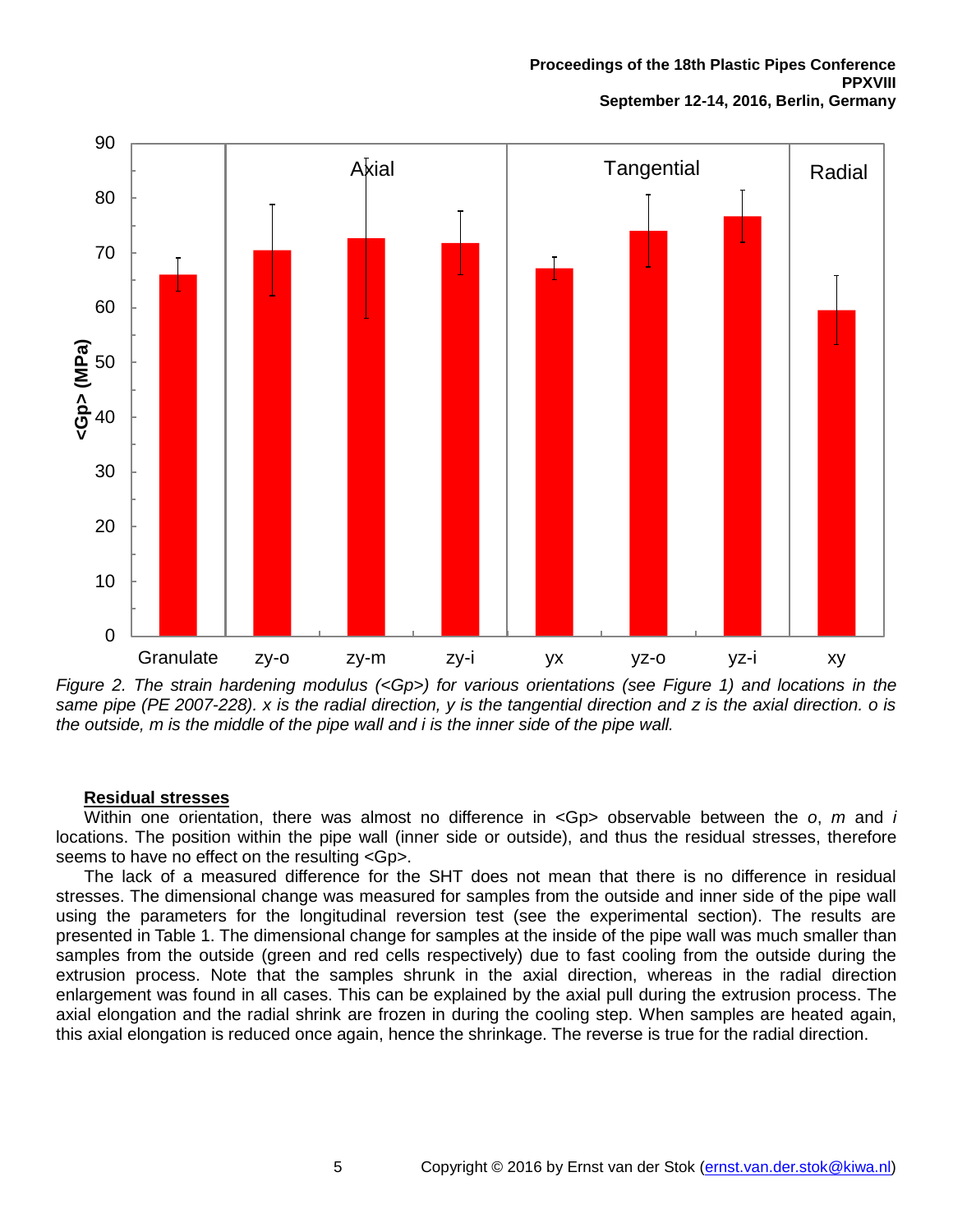*Figure 2. The strain hardening modulus (<Gp>) for various orientations (see Figure 1) and locations in the same pipe (PE 2007-228). x is the radial direction, y is the tangential direction and z is the axial direction. o is the outside, m is the middle of the pipe wall and i is the inner side of the pipe wall.*

## Residual stresses

Within one orientation, there was almost no difference in <Gp> observable between the *o*, *m* and *i* locations. The position within the pipe wall (inner side or outside), and thus the residual stresses, therefore seems to have no effect on the resulting <Gp>.

The lack of a measured difference for the SHT does not mean that there is no difference in residual stresses. The dimensional change was measured for samples from the outside and inner side of the pipe wall using the parameters for the longitudinal reversion test (see the experimental section). The results are presented in Table 1. The dimensional change for samples at the inside of the pipe wall was much smaller than samples from the outside (green and red cells respectively) due to fast cooling from the outside during the extrusion process. Note that the samples shrunk in the axial direction, whereas in the radial direction enlargement was found in all cases. This can be explained by the axial pull during the extrusion process. The axial elongation and the radial shrink are frozen in during the cooling step. When samples are heated again, this axial elongation is reduced once again, hence the shrinkage. The reverse is true for the radial direction.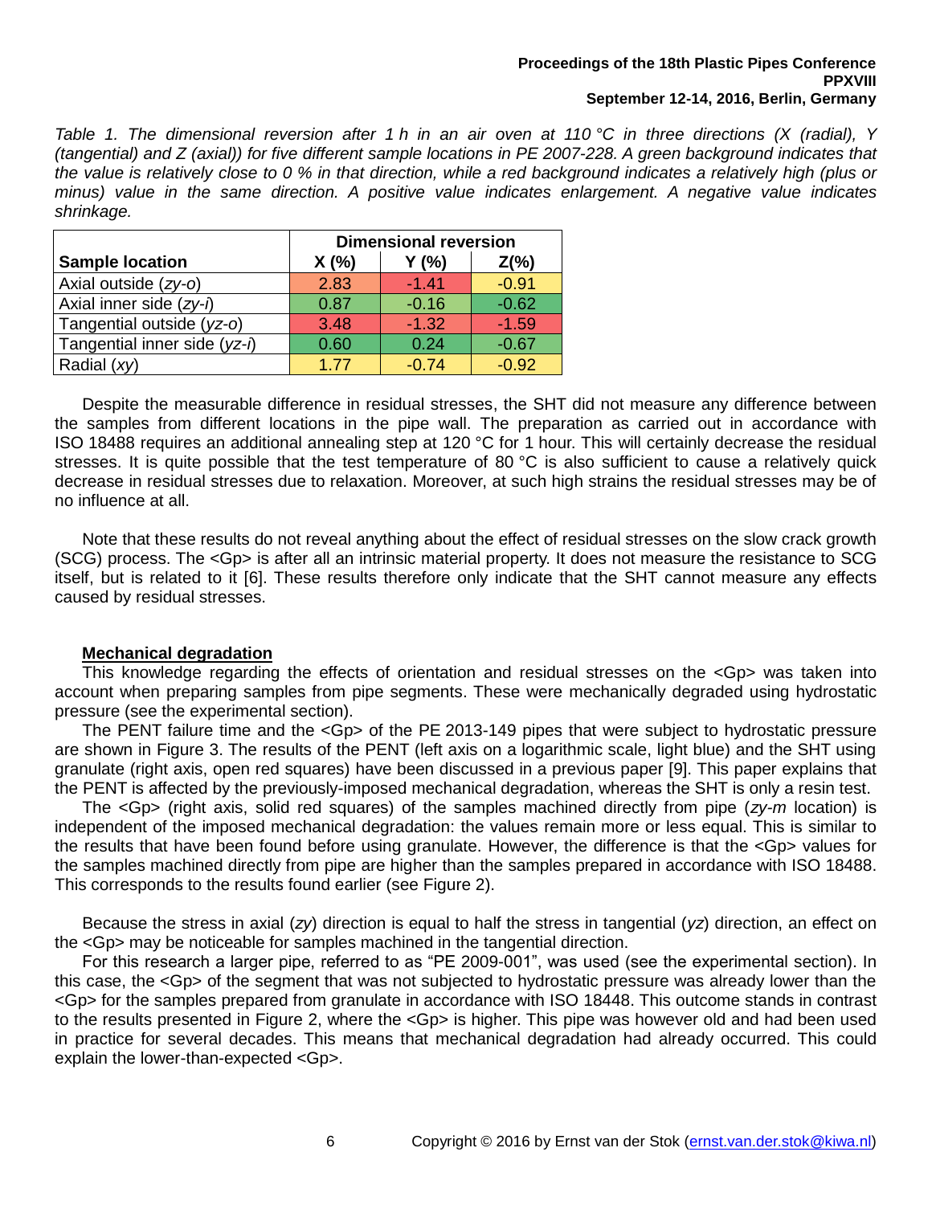*Table 1. The dimensional reversion after 1 h in an air oven at 110 °C in three directions (X (radial), Y (tangential) and Z (axial)) for five different sample locations in PE 2007-228. A green background indicates that the value is relatively close to 0 % in that direction, while a red background indicates a relatively high (plus or minus) value in the same direction. A positive value indicates enlargement. A negative value indicates shrinkage.*

| Sample location | Dimensional reversion | | |
|---|---|---|---|
| | X (%) | Y (%) | Z(%) |
| Axial outside (*zy-o*) | 2.83 | -1.41 | -0.91 |
| Axial inner side (*zy-i*) | 0.87 | -0.16 | -0.62 |
| Tangential outside (*yz-o*) | 3.48 | -1.32 | -1.59 |
| Tangential inner side (*yz-i*) | 0.60 | 0.24 | -0.67 |
| Radial (*xy*) | 1.77 | -0.74 | -0.92 |

Despite the measurable difference in residual stresses, the SHT did not measure any difference between the samples from different locations in the pipe wall. The preparation as carried out in accordance with ISO 18488 requires an additional annealing step at 120 °C for 1 hour. This will certainly decrease the residual stresses. It is quite possible that the test temperature of 80 °C is also sufficient to cause a relatively quick decrease in residual stresses due to relaxation. Moreover, at such high strains the residual stresses may be of no influence at all.

Note that these results do not reveal anything about the effect of residual stresses on the slow crack growth (SCG) process. The <Gp> is after all an intrinsic material property. It does not measure the resistance to SCG itself, but is related to it [6]. These results therefore only indicate that the SHT cannot measure any effects caused by residual stresses.

**Mechanical degradation**

This knowledge regarding the effects of orientation and residual stresses on the <Gp> was taken into account when preparing samples from pipe segments. These were mechanically degraded using hydrostatic pressure (see the experimental section).

The PENT failure time and the <Gp> of the PE 2013-149 pipes that were subject to hydrostatic pressure are shown in Figure 3. The results of the PENT (left axis on a logarithmic scale, light blue) and the SHT using granulate (right axis, open red squares) have been discussed in a previous paper [9]. This paper explains that the PENT is affected by the previously-imposed mechanical degradation, whereas the SHT is only a resin test.

The <Gp> (right axis, solid red squares) of the samples machined directly from pipe (*zy-m* location) is independent of the imposed mechanical degradation: the values remain more or less equal. This is similar to the results that have been found before using granulate. However, the difference is that the <Gp> values for the samples machined directly from pipe are higher than the samples prepared in accordance with ISO 18488. This corresponds to the results found earlier (see Figure 2).

Because the stress in axial (*zy*) direction is equal to half the stress in tangential (*yz*) direction, an effect on the <Gp> may be noticeable for samples machined in the tangential direction.

For this research a larger pipe, referred to as "PE 2009-001", was used (see the experimental section). In this case, the <Gp> of the segment that was not subjected to hydrostatic pressure was already lower than the <Gp> for the samples prepared from granulate in accordance with ISO 18448. This outcome stands in contrast to the results presented in Figure 2, where the <Gp> is higher. This pipe was however old and had been used in practice for several decades. This means that mechanical degradation had already occurred. This could explain the lower-than-expected <Gp>.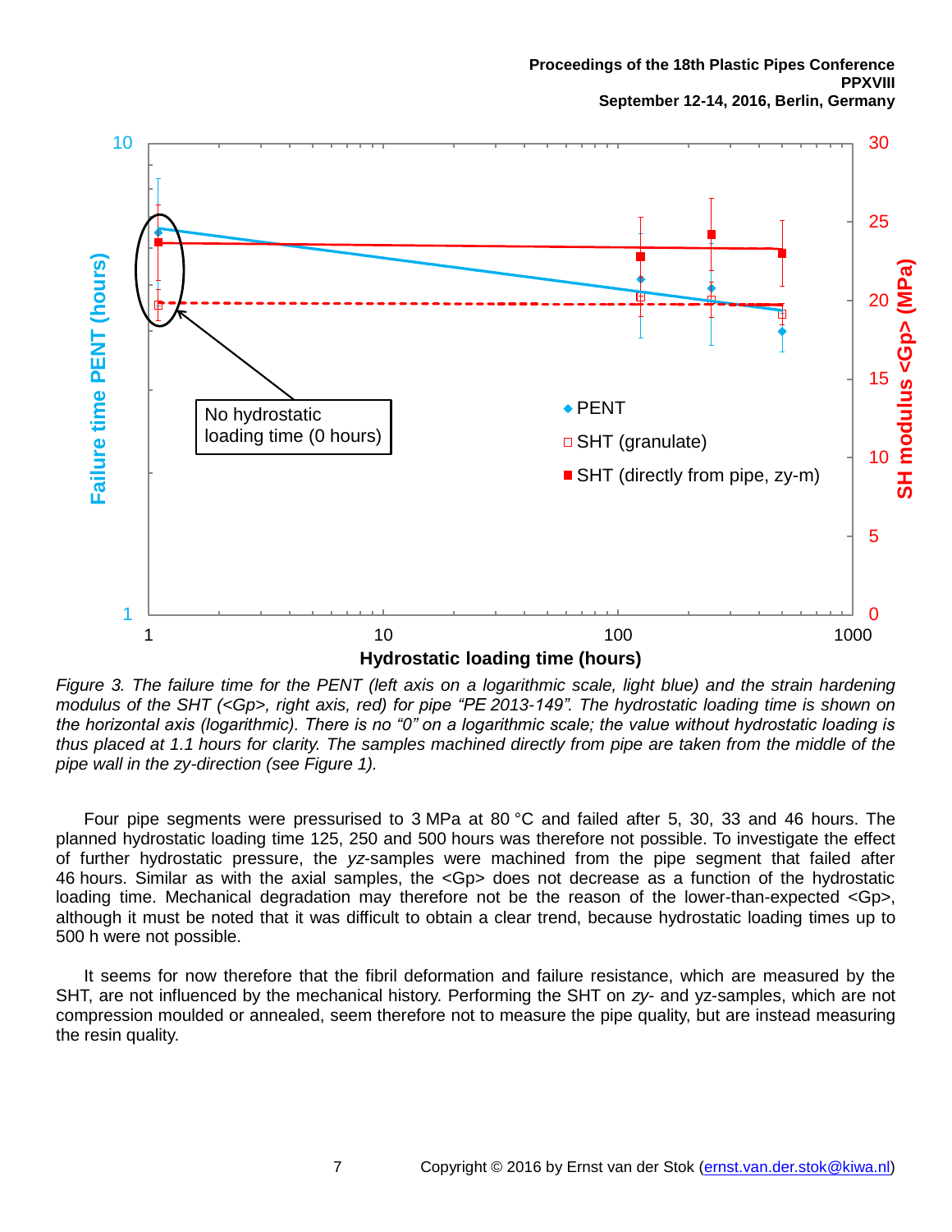*Figure 3. The failure time for the PENT (left axis on a logarithmic scale, light blue) and the strain hardening modulus of the SHT (<Gp>, right axis, red) for pipe "PE 2013-149". The hydrostatic loading time is shown on the horizontal axis (logarithmic). There is no "0" on a logarithmic scale; the value without hydrostatic loading is thus placed at 1.1 hours for clarity. The samples machined directly from pipe are taken from the middle of the pipe wall in the zy-direction (see Figure 1).*

Four pipe segments were pressurised to 3 MPa at 80 °C and failed after 5, 30, 33 and 46 hours. The planned hydrostatic loading time 125, 250 and 500 hours was therefore not possible. To investigate the effect of further hydrostatic pressure, the *yz*-samples were machined from the pipe segment that failed after 46 hours. Similar as with the axial samples, the <Gp> does not decrease as a function of the hydrostatic loading time. Mechanical degradation may therefore not be the reason of the lower-than-expected <Gp>, although it must be noted that it was difficult to obtain a clear trend, because hydrostatic loading times up to 500 h were not possible.

It seems for now therefore that the fibril deformation and failure resistance, which are measured by the SHT, are not influenced by the mechanical history. Performing the SHT on *zy*- and yz-samples, which are not compression moulded or annealed, seem therefore not to measure the pipe quality, but are instead measuring the resin quality.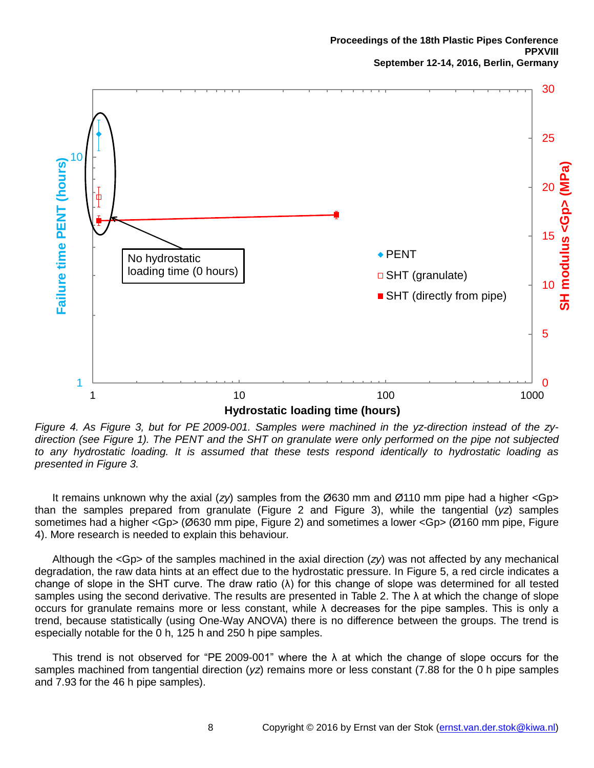*Figure 4. As Figure 3, but for PE 2009-001. Samples were machined in the yz-direction instead of the zy-direction (see Figure 1). The PENT and the SHT on granulate were only performed on the pipe not subjected to any hydrostatic loading. It is assumed that these tests respond identically to hydrostatic loading as presented in Figure 3.*

It remains unknown why the axial (*zy*) samples from the Ø630 mm and Ø110 mm pipe had a higher <Gp> than the samples prepared from granulate (Figure 2 and Figure 3), while the tangential (*yz*) samples sometimes had a higher <Gp> (Ø630 mm pipe, Figure 2) and sometimes a lower <Gp> (Ø160 mm pipe, Figure 4). More research is needed to explain this behaviour.

Although the <Gp> of the samples machined in the axial direction (*zy*) was not affected by any mechanical degradation, the raw data hints at an effect due to the hydrostatic pressure. In Figure 5, a red circle indicates a change of slope in the SHT curve. The draw ratio (λ) for this change of slope was determined for all tested samples using the second derivative. The results are presented in Table 2. The λ at which the change of slope occurs for granulate remains more or less constant, while λ decreases for the pipe samples. This is only a trend, because statistically (using One-Way ANOVA) there is no difference between the groups. The trend is especially notable for the 0 h, 125 h and 250 h pipe samples.

This trend is not observed for “PE 2009-001” where the λ at which the change of slope occurs for the samples machined from tangential direction (*yz*) remains more or less constant (7.88 for the 0 h pipe samples and 7.93 for the 46 h pipe samples).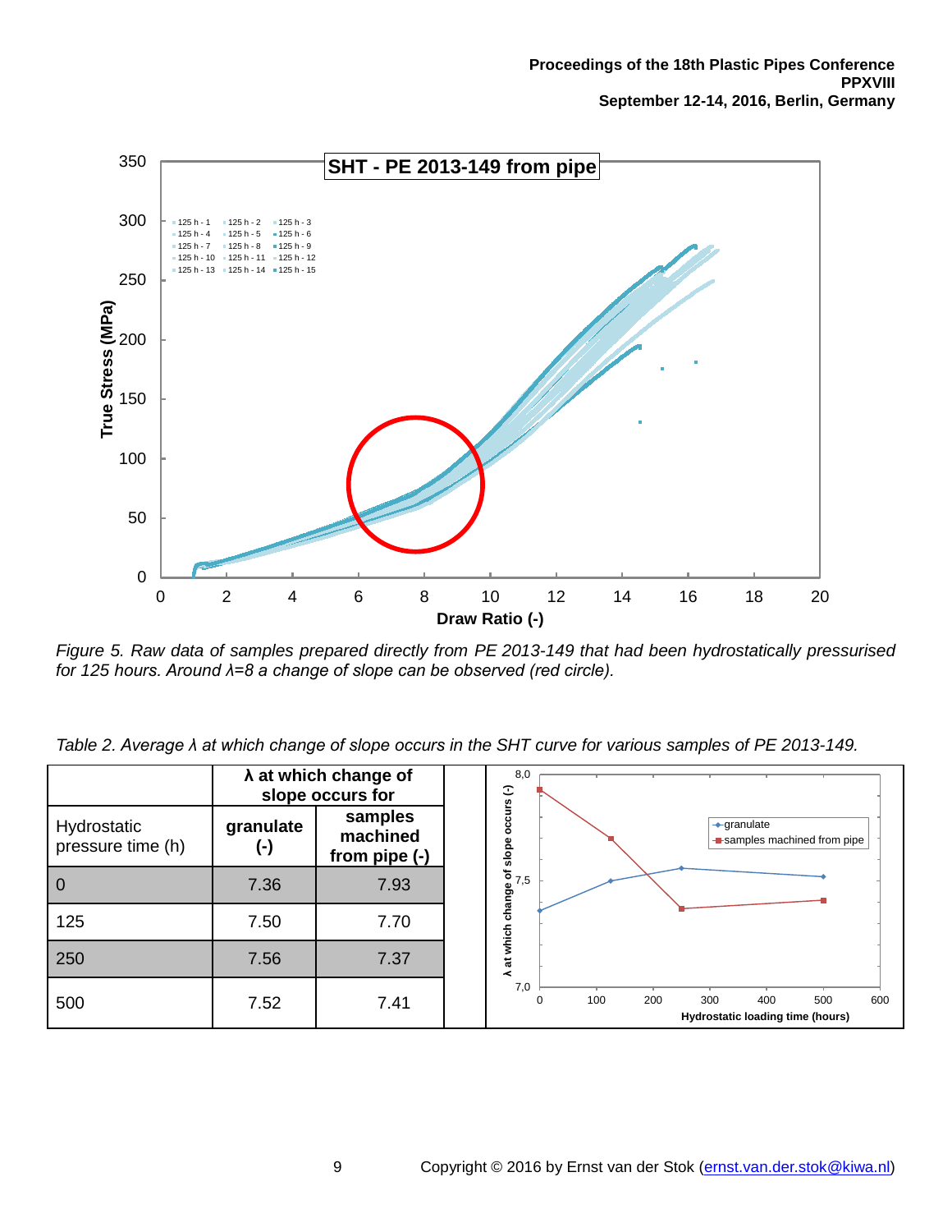*Figure 5. Raw data of samples prepared directly from PE 2013-149 that had been hydrostatically pressurised for 125 hours. Around λ=8 a change of slope can be observed (red circle).*

*Table 2. Average λ at which change of slope occurs in the SHT curve for various samples of PE 2013-149.*

| | **λ at which change of slope occurs for** | |
|---|---|---|
| Hydrostatic pressure time (h) | **granulate (-)** | **samples machined from pipe (-)** |
| 0 | 7.36 | 7.93 |
| 125 | 7.50 | 7.70 |
| 250 | 7.56 | 7.37 |
| 500 | 7.52 | 7.41 |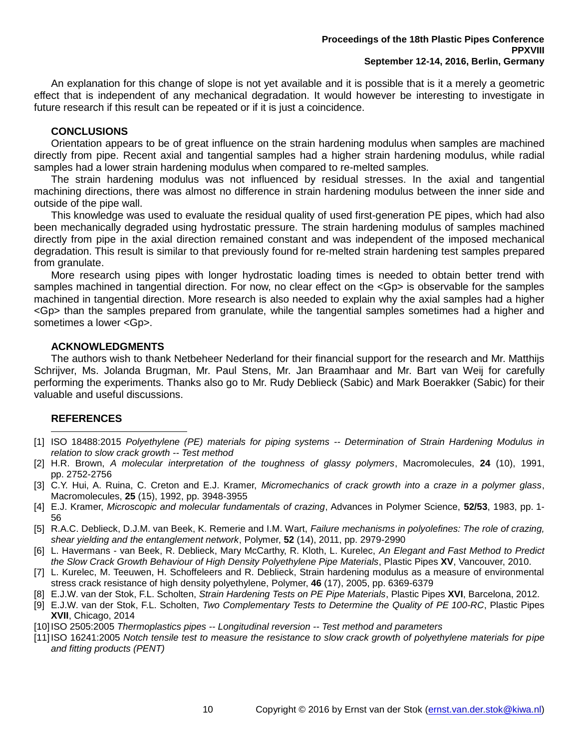An explanation for this change of slope is not yet available and it is possible that is it a merely a geometric effect that is independent of any mechanical degradation. It would however be interesting to investigate in future research if this result can be repeated or if it is just a coincidence.

## CONCLUSIONS

Orientation appears to be of great influence on the strain hardening modulus when samples are machined directly from pipe. Recent axial and tangential samples had a higher strain hardening modulus, while radial samples had a lower strain hardening modulus when compared to re-melted samples.

The strain hardening modulus was not influenced by residual stresses. In the axial and tangential machining directions, there was almost no difference in strain hardening modulus between the inner side and outside of the pipe wall.

This knowledge was used to evaluate the residual quality of used first-generation PE pipes, which had also been mechanically degraded using hydrostatic pressure. The strain hardening modulus of samples machined directly from pipe in the axial direction remained constant and was independent of the imposed mechanical degradation. This result is similar to that previously found for re-melted strain hardening test samples prepared from granulate.

More research using pipes with longer hydrostatic loading times is needed to obtain better trend with samples machined in tangential direction. For now, no clear effect on the <Gp> is observable for the samples machined in tangential direction. More research is also needed to explain why the axial samples had a higher <Gp> than the samples prepared from granulate, while the tangential samples sometimes had a higher and sometimes a lower <Gp>.

## ACKNOWLEDGMENTS

The authors wish to thank Netbeheer Nederland for their financial support for the research and Mr. Matthijs Schrijver, Ms. Jolanda Brugman, Mr. Paul Stens, Mr. Jan Braamhaar and Mr. Bart van Weij for carefully performing the experiments. Thanks also go to Mr. Rudy Deblieck (Sabic) and Mark Boerakker (Sabic) for their valuable and useful discussions.

## REFERENCES

[1] ISO 18488:2015 *Polyethylene (PE) materials for piping systems -- Determination of Strain Hardening Modulus in relation to slow crack growth -- Test method*

[2] H.R. Brown, *A molecular interpretation of the toughness of glassy polymers*, Macromolecules, **24** (10), 1991, pp. 2752-2756

[3] C.Y. Hui, A. Ruina, C. Creton and E.J. Kramer, *Micromechanics of crack growth into a craze in a polymer glass*, Macromolecules, **25** (15), 1992, pp. 3948-3955

[4] E.J. Kramer, *Microscopic and molecular fundamentals of crazing*, Advances in Polymer Science, **52/53**, 1983, pp. 1-56

[5] R.A.C. Deblieck, D.J.M. van Beek, K. Remerie and I.M. Wart, *Failure mechanisms in polyolefines: The role of crazing, shear yielding and the entanglement network*, Polymer, **52** (14), 2011, pp. 2979-2990

[6] L. Havermans - van Beek, R. Deblieck, Mary McCarthy, R. Kloth, L. Kurelec, *An Elegant and Fast Method to Predict the Slow Crack Growth Behaviour of High Density Polyethylene Pipe Materials*, Plastic Pipes **XV**, Vancouver, 2010.

[7] L. Kurelec, M. Teeuwen, H. Schoffeleers and R. Deblieck, Strain hardening modulus as a measure of environmental stress crack resistance of high density polyethylene, Polymer, **46** (17), 2005, pp. 6369-6379

[8] E.J.W. van der Stok, F.L. Scholten, *Strain Hardening Tests on PE Pipe Materials*, Plastic Pipes **XVI**, Barcelona, 2012.

[9] E.J.W. van der Stok, F.L. Scholten, *Two Complementary Tests to Determine the Quality of PE 100-RC*, Plastic Pipes **XVII**, Chicago, 2014

[10] ISO 2505:2005 *Thermoplastics pipes -- Longitudinal reversion -- Test method and parameters*

[11] ISO 16241:2005 *Notch tensile test to measure the resistance to slow crack growth of polyethylene materials for pipe and fitting products (PENT)*